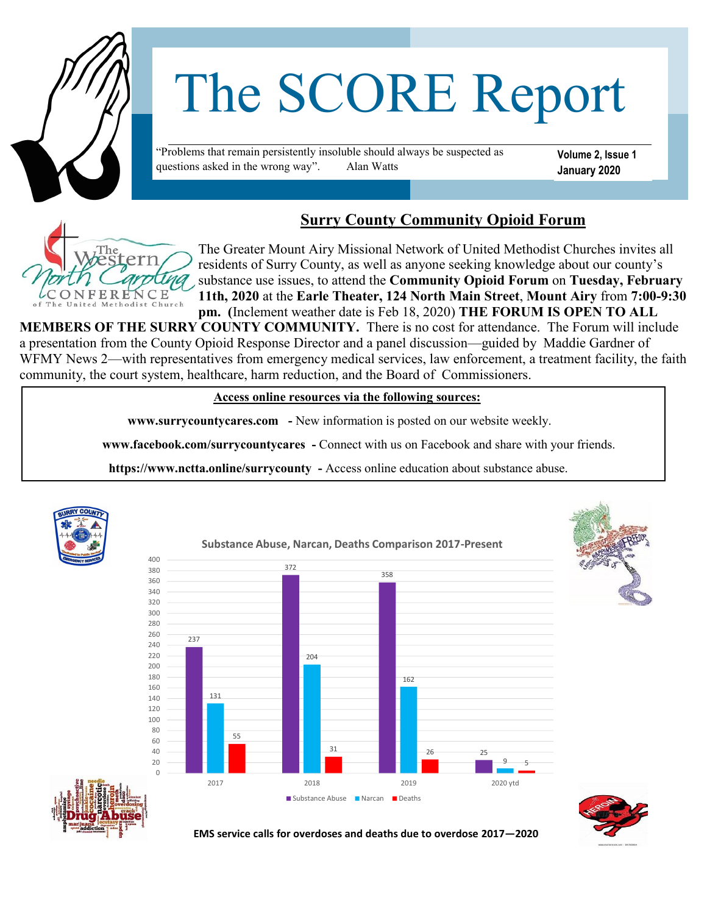# The SCORE Report

"Problems that remain persistently insoluble should always be suspected as questions asked in the wrong way". Alan Watts

**Volume 2, Issue 1**
**January 2020**

## Surry County Community Opioid Forum

The Greater Mount Airy Missional Network of United Methodist Churches invites all residents of Surry County, as well as anyone seeking knowledge about our county's substance use issues, to attend the **Community Opioid Forum** on **Tuesday, February 11th, 2020** at the **Earle Theater, 124 North Main Street**, **Mount Airy** from **7:00-9:30 pm.** (Inclement weather date is Feb 18, 2020) **THE FORUM IS OPEN TO ALL MEMBERS OF THE SURRY COUNTY COMMUNITY.** There is no cost for attendance. The Forum will include a presentation from the County Opioid Response Director and a panel discussion—guided by Maddie Gardner of WFMY News 2—with representatives from emergency medical services, law enforcement, a treatment facility, the faith community, the court system, healthcare, harm reduction, and the Board of Commissioners.

**Access online resources via the following sources:**

**www.surrycountycares.com** - New information is posted on our website weekly.

**www.facebook.com/surrycountycares** - Connect with us on Facebook and share with your friends.

**https://www.nctta.online/surrycounty** - Access online education about substance abuse.

**Substance Abuse, Narcan, Deaths Comparison 2017-Present**

| Year | Substance Abuse | Narcan | Deaths |
|---|---|---|---|
| 2017 | 237 | 131 | 55 |
| 2018 | 372 | 204 | 31 |
| 2019 | 358 | 162 | 26 |
| 2020 ytd | 25 | 9 | 5 |

**EMS service calls for overdoses and deaths due to overdose 2017—2020**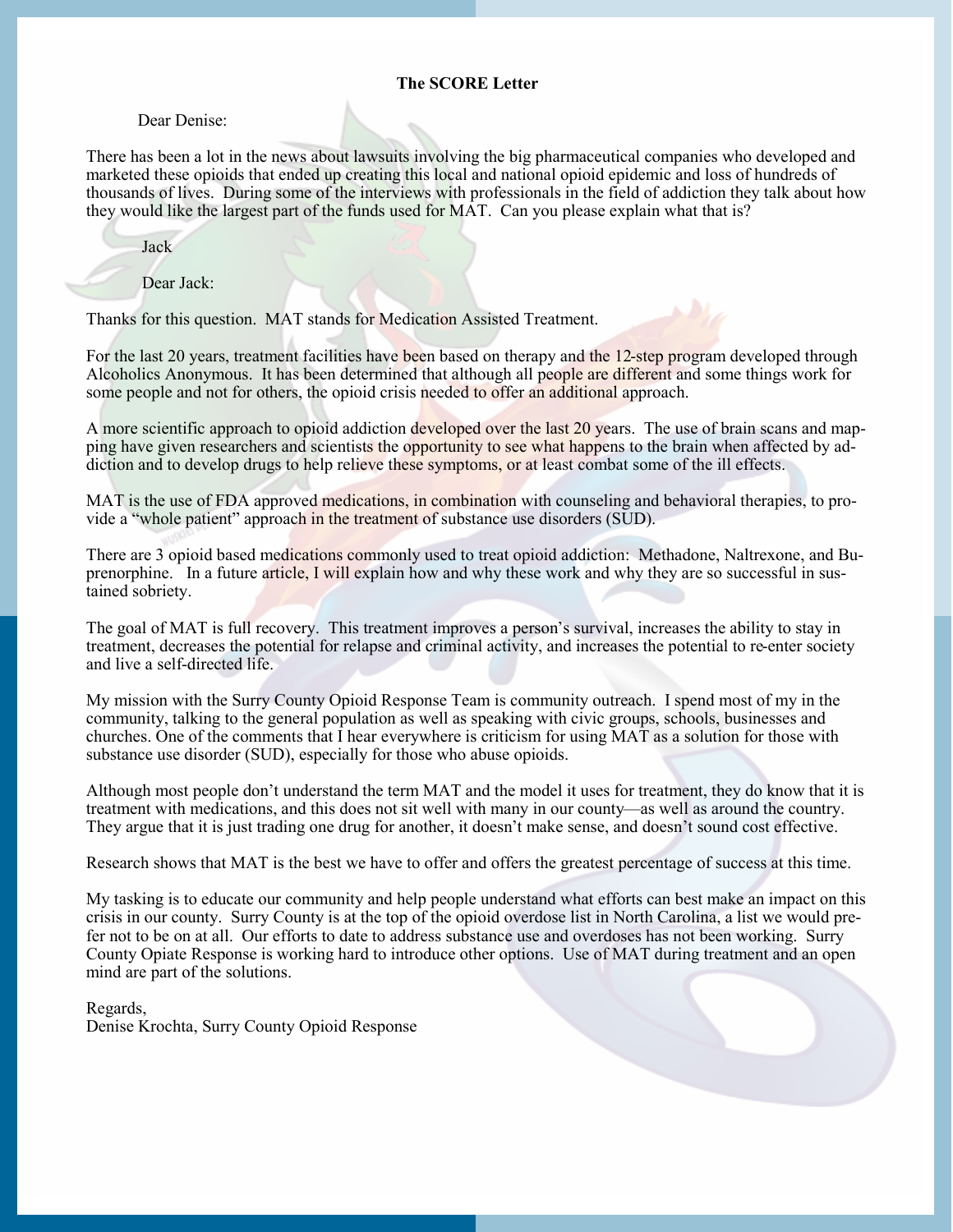**The SCORE Letter**

Dear Denise:

There has been a lot in the news about lawsuits involving the big pharmaceutical companies who developed and marketed these opioids that ended up creating this local and national opioid epidemic and loss of hundreds of thousands of lives. During some of the interviews with professionals in the field of addiction they talk about how they would like the largest part of the funds used for MAT. Can you please explain what that is?

Jack

Dear Jack:

Thanks for this question. MAT stands for Medication Assisted Treatment.

For the last 20 years, treatment facilities have been based on therapy and the 12-step program developed through Alcoholics Anonymous. It has been determined that although all people are different and some things work for some people and not for others, the opioid crisis needed to offer an additional approach.

A more scientific approach to opioid addiction developed over the last 20 years. The use of brain scans and mapping have given researchers and scientists the opportunity to see what happens to the brain when affected by addiction and to develop drugs to help relieve these symptoms, or at least combat some of the ill effects.

MAT is the use of FDA approved medications, in combination with counseling and behavioral therapies, to provide a "whole patient" approach in the treatment of substance use disorders (SUD).

There are 3 opioid based medications commonly used to treat opioid addiction: Methadone, Naltrexone, and Buprenorphine. In a future article, I will explain how and why these work and why they are so successful in sustained sobriety.

The goal of MAT is full recovery. This treatment improves a person's survival, increases the ability to stay in treatment, decreases the potential for relapse and criminal activity, and increases the potential to re-enter society and live a self-directed life.

My mission with the Surry County Opioid Response Team is community outreach. I spend most of my in the community, talking to the general population as well as speaking with civic groups, schools, businesses and churches. One of the comments that I hear everywhere is criticism for using MAT as a solution for those with substance use disorder (SUD), especially for those who abuse opioids.

Although most people don't understand the term MAT and the model it uses for treatment, they do know that it is treatment with medications, and this does not sit well with many in our county—as well as around the country. They argue that it is just trading one drug for another, it doesn't make sense, and doesn't sound cost effective.

Research shows that MAT is the best we have to offer and offers the greatest percentage of success at this time.

My tasking is to educate our community and help people understand what efforts can best make an impact on this crisis in our county. Surry County is at the top of the opioid overdose list in North Carolina, a list we would prefer not to be on at all. Our efforts to date to address substance use and overdoses has not been working. Surry County Opiate Response is working hard to introduce other options. Use of MAT during treatment and an open mind are part of the solutions.

Regards,
Denise Krochta, Surry County Opioid Response